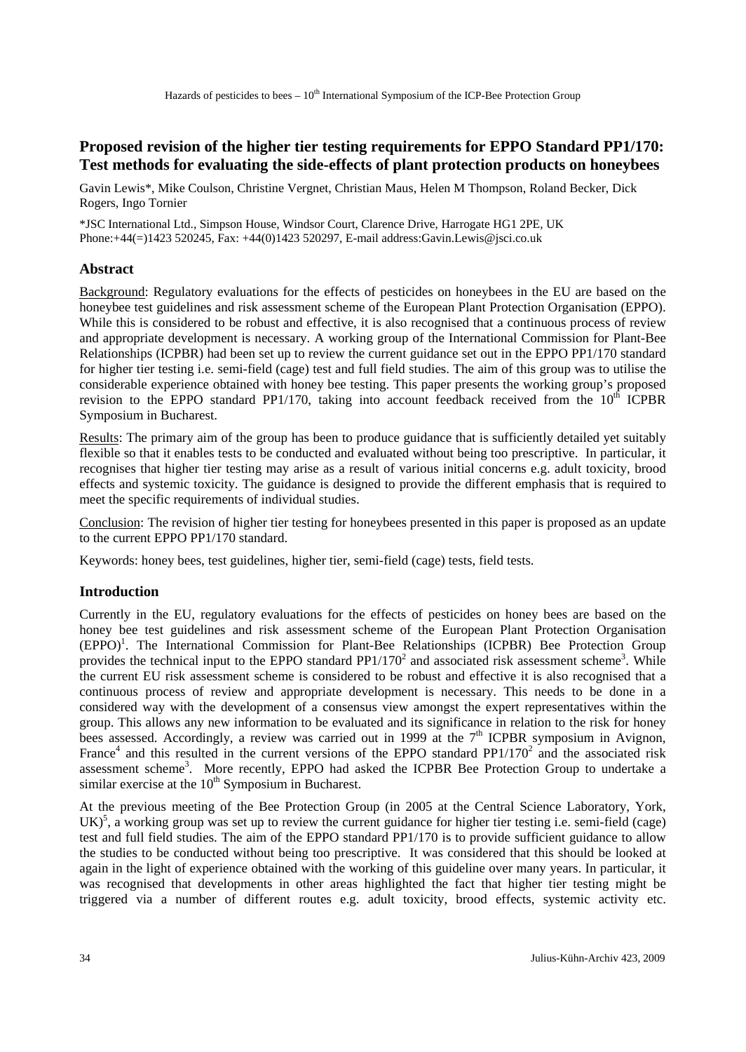# Proposed revision of the higher tier testing requirements for EPPO Standard PP1/170: Test methods for evaluating the side-effects of plant protection products on honeybees

Gavin Lewis*, Mike Coulson, Christine Vergnet, Christian Maus, Helen M Thompson, Roland Becker, Dick Rogers, Ingo Tornier

*JSC International Ltd., Simpson House, Windsor Court, Clarence Drive, Harrogate HG1 2PE, UK
Phone:+44(=)1423 520245, Fax: +44(0)1423 520297, E-mail address:Gavin.Lewis@jsci.co.uk

## Abstract

Background: Regulatory evaluations for the effects of pesticides on honeybees in the EU are based on the honeybee test guidelines and risk assessment scheme of the European Plant Protection Organisation (EPPO). While this is considered to be robust and effective, it is also recognised that a continuous process of review and appropriate development is necessary. A working group of the International Commission for Plant-Bee Relationships (ICPBR) had been set up to review the current guidance set out in the EPPO PP1/170 standard for higher tier testing i.e. semi-field (cage) test and full field studies. The aim of this group was to utilise the considerable experience obtained with honey bee testing. This paper presents the working group's proposed revision to the EPPO standard PP1/170, taking into account feedback received from the 10th ICPBR Symposium in Bucharest.

Results: The primary aim of the group has been to produce guidance that is sufficiently detailed yet suitably flexible so that it enables tests to be conducted and evaluated without being too prescriptive. In particular, it recognises that higher tier testing may arise as a result of various initial concerns e.g. adult toxicity, brood effects and systemic toxicity. The guidance is designed to provide the different emphasis that is required to meet the specific requirements of individual studies.

Conclusion: The revision of higher tier testing for honeybees presented in this paper is proposed as an update to the current EPPO PP1/170 standard.

Keywords: honey bees, test guidelines, higher tier, semi-field (cage) tests, field tests.

## Introduction

Currently in the EU, regulatory evaluations for the effects of pesticides on honey bees are based on the honey bee test guidelines and risk assessment scheme of the European Plant Protection Organisation (EPPO)[1]. The International Commission for Plant-Bee Relationships (ICPBR) Bee Protection Group provides the technical input to the EPPO standard PP1/170[2] and associated risk assessment scheme[3]. While the current EU risk assessment scheme is considered to be robust and effective it is also recognised that a continuous process of review and appropriate development is necessary. This needs to be done in a considered way with the development of a consensus view amongst the expert representatives within the group. This allows any new information to be evaluated and its significance in relation to the risk for honey bees assessed. Accordingly, a review was carried out in 1999 at the 7th ICPBR symposium in Avignon, France[4] and this resulted in the current versions of the EPPO standard PP1/170[2] and the associated risk assessment scheme[3]. More recently, EPPO had asked the ICPBR Bee Protection Group to undertake a similar exercise at the 10th Symposium in Bucharest.

At the previous meeting of the Bee Protection Group (in 2005 at the Central Science Laboratory, York, UK)[5], a working group was set up to review the current guidance for higher tier testing i.e. semi-field (cage) test and full field studies. The aim of the EPPO standard PP1/170 is to provide sufficient guidance to allow the studies to be conducted without being too prescriptive. It was considered that this should be looked at again in the light of experience obtained with the working of this guideline over many years. In particular, it was recognised that developments in other areas highlighted the fact that higher tier testing might be triggered via a number of different routes e.g. adult toxicity, brood effects, systemic activity etc.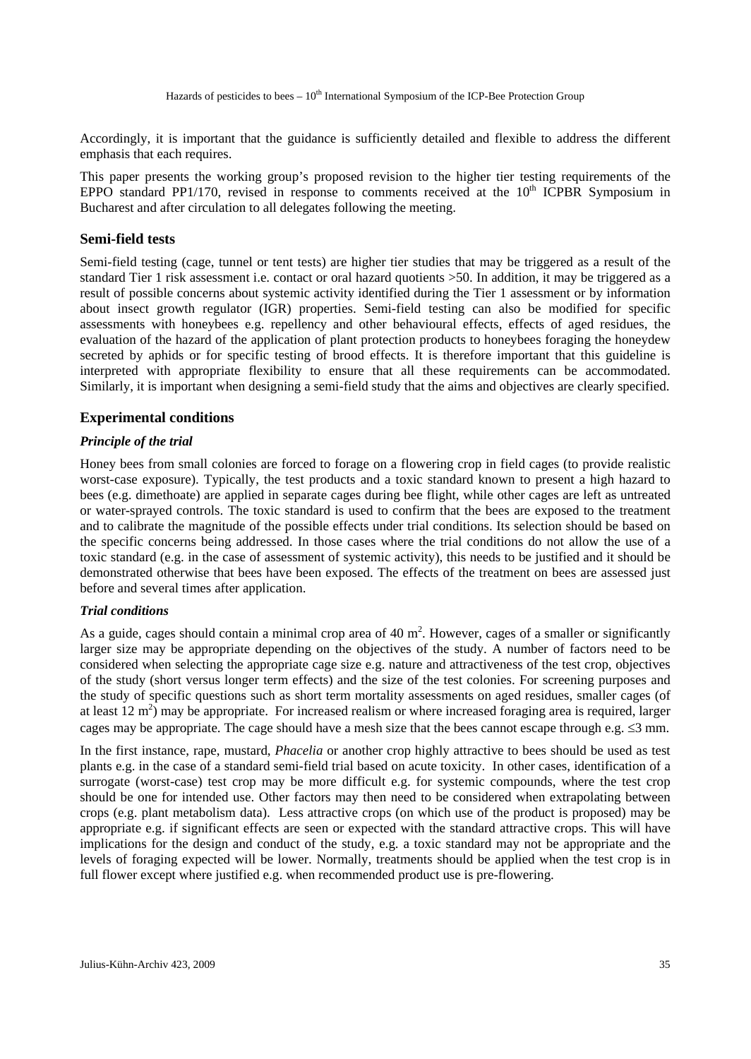Accordingly, it is important that the guidance is sufficiently detailed and flexible to address the different emphasis that each requires.

This paper presents the working group's proposed revision to the higher tier testing requirements of the EPPO standard PP1/170, revised in response to comments received at the $10^{th}$ ICPBR Symposium in Bucharest and after circulation to all delegates following the meeting.

## Semi-field tests

Semi-field testing (cage, tunnel or tent tests) are higher tier studies that may be triggered as a result of the standard Tier 1 risk assessment i.e. contact or oral hazard quotients >50. In addition, it may be triggered as a result of possible concerns about systemic activity identified during the Tier 1 assessment or by information about insect growth regulator (IGR) properties. Semi-field testing can also be modified for specific assessments with honeybees e.g. repellency and other behavioural effects, effects of aged residues, the evaluation of the hazard of the application of plant protection products to honeybees foraging the honeydew secreted by aphids or for specific testing of brood effects. It is therefore important that this guideline is interpreted with appropriate flexibility to ensure that all these requirements can be accommodated. Similarly, it is important when designing a semi-field study that the aims and objectives are clearly specified.

## Experimental conditions

### *Principle of the trial*

Honey bees from small colonies are forced to forage on a flowering crop in field cages (to provide realistic worst-case exposure). Typically, the test products and a toxic standard known to present a high hazard to bees (e.g. dimethoate) are applied in separate cages during bee flight, while other cages are left as untreated or water-sprayed controls. The toxic standard is used to confirm that the bees are exposed to the treatment and to calibrate the magnitude of the possible effects under trial conditions. Its selection should be based on the specific concerns being addressed. In those cases where the trial conditions do not allow the use of a toxic standard (e.g. in the case of assessment of systemic activity), this needs to be justified and it should be demonstrated otherwise that bees have been exposed. The effects of the treatment on bees are assessed just before and several times after application.

### *Trial conditions*

As a guide, cages should contain a minimal crop area of 40 $m^2$. However, cages of a smaller or significantly larger size may be appropriate depending on the objectives of the study. A number of factors need to be considered when selecting the appropriate cage size e.g. nature and attractiveness of the test crop, objectives of the study (short versus longer term effects) and the size of the test colonies. For screening purposes and the study of specific questions such as short term mortality assessments on aged residues, smaller cages (of at least 12 $m^2$) may be appropriate. For increased realism or where increased foraging area is required, larger cages may be appropriate. The cage should have a mesh size that the bees cannot escape through e.g. $\leq$3 mm.

In the first instance, rape, mustard, *Phacelia* or another crop highly attractive to bees should be used as test plants e.g. in the case of a standard semi-field trial based on acute toxicity. In other cases, identification of a surrogate (worst-case) test crop may be more difficult e.g. for systemic compounds, where the test crop should be one for intended use. Other factors may then need to be considered when extrapolating between crops (e.g. plant metabolism data). Less attractive crops (on which use of the product is proposed) may be appropriate e.g. if significant effects are seen or expected with the standard attractive crops. This will have implications for the design and conduct of the study, e.g. a toxic standard may not be appropriate and the levels of foraging expected will be lower. Normally, treatments should be applied when the test crop is in full flower except where justified e.g. when recommended product use is pre-flowering.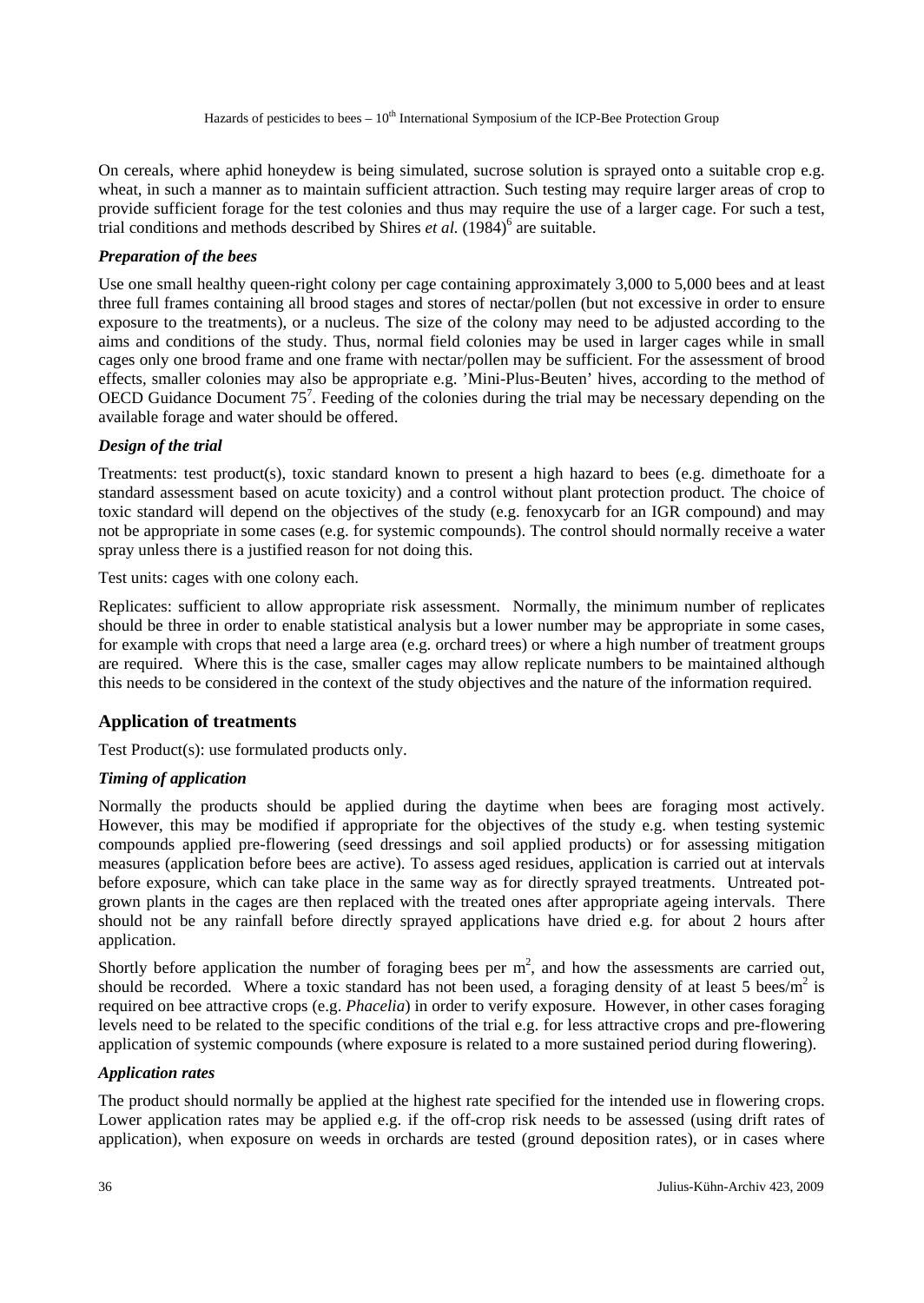On cereals, where aphid honeydew is being simulated, sucrose solution is sprayed onto a suitable crop e.g. wheat, in such a manner as to maintain sufficient attraction. Such testing may require larger areas of crop to provide sufficient forage for the test colonies and thus may require the use of a larger cage. For such a test, trial conditions and methods described by Shires *et al.* (1984)[6] are suitable.

***Preparation of the bees***

Use one small healthy queen-right colony per cage containing approximately 3,000 to 5,000 bees and at least three full frames containing all brood stages and stores of nectar/pollen (but not excessive in order to ensure exposure to the treatments), or a nucleus. The size of the colony may need to be adjusted according to the aims and conditions of the study. Thus, normal field colonies may be used in larger cages while in small cages only one brood frame and one frame with nectar/pollen may be sufficient. For the assessment of brood effects, smaller colonies may also be appropriate e.g. 'Mini-Plus-Beuten' hives, according to the method of OECD Guidance Document 75[7]. Feeding of the colonies during the trial may be necessary depending on the available forage and water should be offered.

***Design of the trial***

Treatments: test product(s), toxic standard known to present a high hazard to bees (e.g. dimethoate for a standard assessment based on acute toxicity) and a control without plant protection product. The choice of toxic standard will depend on the objectives of the study (e.g. fenoxycarb for an IGR compound) and may not be appropriate in some cases (e.g. for systemic compounds). The control should normally receive a water spray unless there is a justified reason for not doing this.

Test units: cages with one colony each.

Replicates: sufficient to allow appropriate risk assessment. Normally, the minimum number of replicates should be three in order to enable statistical analysis but a lower number may be appropriate in some cases, for example with crops that need a large area (e.g. orchard trees) or where a high number of treatment groups are required. Where this is the case, smaller cages may allow replicate numbers to be maintained although this needs to be considered in the context of the study objectives and the nature of the information required.

## Application of treatments

Test Product(s): use formulated products only.

***Timing of application***

Normally the products should be applied during the daytime when bees are foraging most actively. However, this may be modified if appropriate for the objectives of the study e.g. when testing systemic compounds applied pre-flowering (seed dressings and soil applied products) or for assessing mitigation measures (application before bees are active). To assess aged residues, application is carried out at intervals before exposure, which can take place in the same way as for directly sprayed treatments. Untreated pot-grown plants in the cages are then replaced with the treated ones after appropriate ageing intervals. There should not be any rainfall before directly sprayed applications have dried e.g. for about 2 hours after application.

Shortly before application the number of foraging bees per $m^2$, and how the assessments are carried out, should be recorded. Where a toxic standard has not been used, a foraging density of at least 5 bees/$m^2$ is required on bee attractive crops (e.g. *Phacelia*) in order to verify exposure. However, in other cases foraging levels need to be related to the specific conditions of the trial e.g. for less attractive crops and pre-flowering application of systemic compounds (where exposure is related to a more sustained period during flowering).

***Application rates***

The product should normally be applied at the highest rate specified for the intended use in flowering crops. Lower application rates may be applied e.g. if the off-crop risk needs to be assessed (using drift rates of application), when exposure on weeds in orchards are tested (ground deposition rates), or in cases where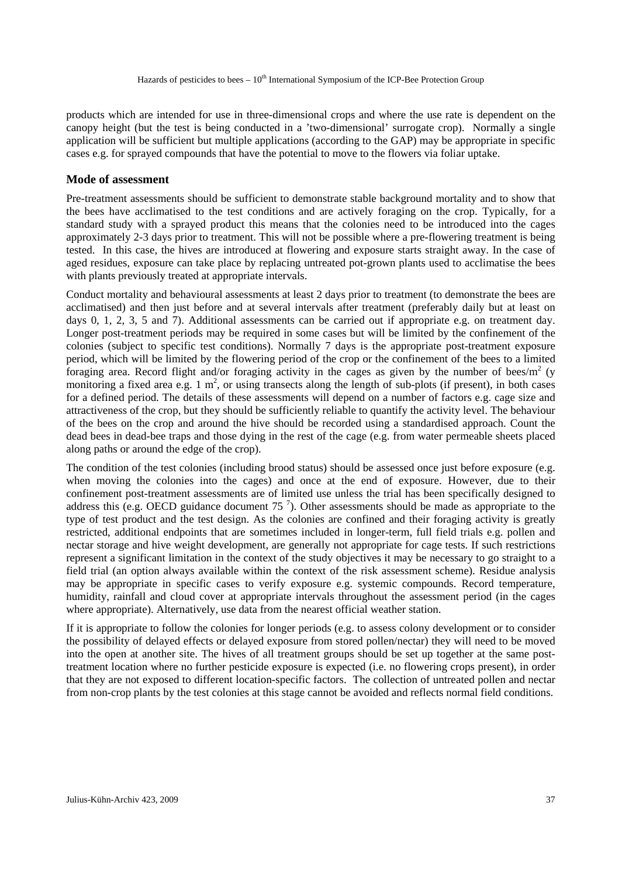products which are intended for use in three-dimensional crops and where the use rate is dependent on the canopy height (but the test is being conducted in a 'two-dimensional' surrogate crop). Normally a single application will be sufficient but multiple applications (according to the GAP) may be appropriate in specific cases e.g. for sprayed compounds that have the potential to move to the flowers via foliar uptake.

## Mode of assessment

Pre-treatment assessments should be sufficient to demonstrate stable background mortality and to show that the bees have acclimatised to the test conditions and are actively foraging on the crop. Typically, for a standard study with a sprayed product this means that the colonies need to be introduced into the cages approximately 2-3 days prior to treatment. This will not be possible where a pre-flowering treatment is being tested. In this case, the hives are introduced at flowering and exposure starts straight away. In the case of aged residues, exposure can take place by replacing untreated pot-grown plants used to acclimatise the bees with plants previously treated at appropriate intervals.

Conduct mortality and behavioural assessments at least 2 days prior to treatment (to demonstrate the bees are acclimatised) and then just before and at several intervals after treatment (preferably daily but at least on days 0, 1, 2, 3, 5 and 7). Additional assessments can be carried out if appropriate e.g. on treatment day. Longer post-treatment periods may be required in some cases but will be limited by the confinement of the colonies (subject to specific test conditions). Normally 7 days is the appropriate post-treatment exposure period, which will be limited by the flowering period of the crop or the confinement of the bees to a limited foraging area. Record flight and/or foraging activity in the cages as given by the number of bees/m$^2$ (y monitoring a fixed area e.g. 1 m$^2$, or using transects along the length of sub-plots (if present), in both cases for a defined period. The details of these assessments will depend on a number of factors e.g. cage size and attractiveness of the crop, but they should be sufficiently reliable to quantify the activity level. The behaviour of the bees on the crop and around the hive should be recorded using a standardised approach. Count the dead bees in dead-bee traps and those dying in the rest of the cage (e.g. from water permeable sheets placed along paths or around the edge of the crop).

The condition of the test colonies (including brood status) should be assessed once just before exposure (e.g. when moving the colonies into the cages) and once at the end of exposure. However, due to their confinement post-treatment assessments are of limited use unless the trial has been specifically designed to address this (e.g. OECD guidance document 75 [7]). Other assessments should be made as appropriate to the type of test product and the test design. As the colonies are confined and their foraging activity is greatly restricted, additional endpoints that are sometimes included in longer-term, full field trials e.g. pollen and nectar storage and hive weight development, are generally not appropriate for cage tests. If such restrictions represent a significant limitation in the context of the study objectives it may be necessary to go straight to a field trial (an option always available within the context of the risk assessment scheme). Residue analysis may be appropriate in specific cases to verify exposure e.g. systemic compounds. Record temperature, humidity, rainfall and cloud cover at appropriate intervals throughout the assessment period (in the cages where appropriate). Alternatively, use data from the nearest official weather station.

If it is appropriate to follow the colonies for longer periods (e.g. to assess colony development or to consider the possibility of delayed effects or delayed exposure from stored pollen/nectar) they will need to be moved into the open at another site. The hives of all treatment groups should be set up together at the same post-treatment location where no further pesticide exposure is expected (i.e. no flowering crops present), in order that they are not exposed to different location-specific factors. The collection of untreated pollen and nectar from non-crop plants by the test colonies at this stage cannot be avoided and reflects normal field conditions.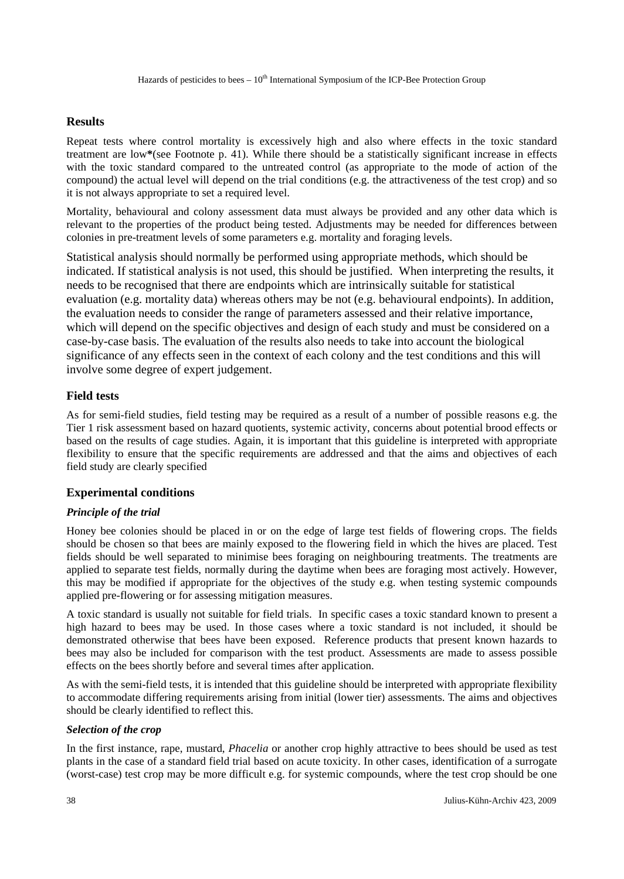## Results

Repeat tests where control mortality is excessively high and also where effects in the toxic standard treatment are low*(see Footnote p. 41). While there should be a statistically significant increase in effects with the toxic standard compared to the untreated control (as appropriate to the mode of action of the compound) the actual level will depend on the trial conditions (e.g. the attractiveness of the test crop) and so it is not always appropriate to set a required level.

Mortality, behavioural and colony assessment data must always be provided and any other data which is relevant to the properties of the product being tested. Adjustments may be needed for differences between colonies in pre-treatment levels of some parameters e.g. mortality and foraging levels.

Statistical analysis should normally be performed using appropriate methods, which should be indicated. If statistical analysis is not used, this should be justified. When interpreting the results, it needs to be recognised that there are endpoints which are intrinsically suitable for statistical evaluation (e.g. mortality data) whereas others may be not (e.g. behavioural endpoints). In addition, the evaluation needs to consider the range of parameters assessed and their relative importance, which will depend on the specific objectives and design of each study and must be considered on a case-by-case basis. The evaluation of the results also needs to take into account the biological significance of any effects seen in the context of each colony and the test conditions and this will involve some degree of expert judgement.

## Field tests

As for semi-field studies, field testing may be required as a result of a number of possible reasons e.g. the Tier 1 risk assessment based on hazard quotients, systemic activity, concerns about potential brood effects or based on the results of cage studies. Again, it is important that this guideline is interpreted with appropriate flexibility to ensure that the specific requirements are addressed and that the aims and objectives of each field study are clearly specified

## Experimental conditions

### *Principle of the trial*

Honey bee colonies should be placed in or on the edge of large test fields of flowering crops. The fields should be chosen so that bees are mainly exposed to the flowering field in which the hives are placed. Test fields should be well separated to minimise bees foraging on neighbouring treatments. The treatments are applied to separate test fields, normally during the daytime when bees are foraging most actively. However, this may be modified if appropriate for the objectives of the study e.g. when testing systemic compounds applied pre-flowering or for assessing mitigation measures.

A toxic standard is usually not suitable for field trials. In specific cases a toxic standard known to present a high hazard to bees may be used. In those cases where a toxic standard is not included, it should be demonstrated otherwise that bees have been exposed. Reference products that present known hazards to bees may also be included for comparison with the test product. Assessments are made to assess possible effects on the bees shortly before and several times after application.

As with the semi-field tests, it is intended that this guideline should be interpreted with appropriate flexibility to accommodate differing requirements arising from initial (lower tier) assessments. The aims and objectives should be clearly identified to reflect this.

### *Selection of the crop*

In the first instance, rape, mustard, *Phacelia* or another crop highly attractive to bees should be used as test plants in the case of a standard field trial based on acute toxicity. In other cases, identification of a surrogate (worst-case) test crop may be more difficult e.g. for systemic compounds, where the test crop should be one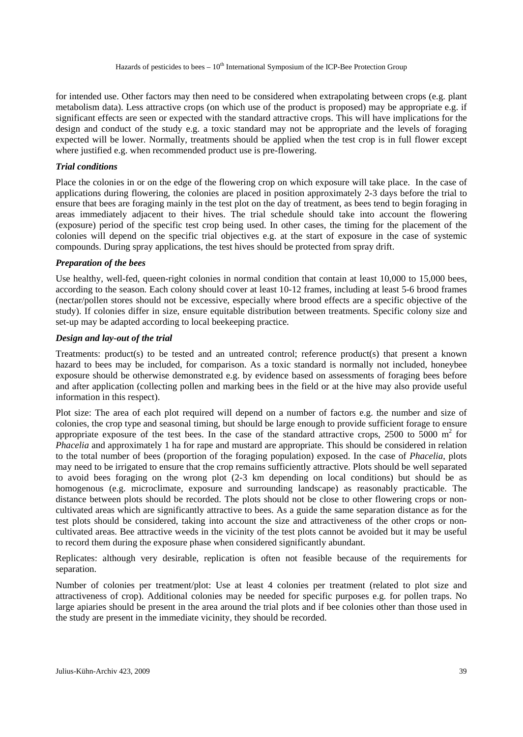for intended use. Other factors may then need to be considered when extrapolating between crops (e.g. plant metabolism data). Less attractive crops (on which use of the product is proposed) may be appropriate e.g. if significant effects are seen or expected with the standard attractive crops. This will have implications for the design and conduct of the study e.g. a toxic standard may not be appropriate and the levels of foraging expected will be lower. Normally, treatments should be applied when the test crop is in full flower except where justified e.g. when recommended product use is pre-flowering.

***Trial conditions***

Place the colonies in or on the edge of the flowering crop on which exposure will take place. In the case of applications during flowering, the colonies are placed in position approximately 2-3 days before the trial to ensure that bees are foraging mainly in the test plot on the day of treatment, as bees tend to begin foraging in areas immediately adjacent to their hives. The trial schedule should take into account the flowering (exposure) period of the specific test crop being used. In other cases, the timing for the placement of the colonies will depend on the specific trial objectives e.g. at the start of exposure in the case of systemic compounds. During spray applications, the test hives should be protected from spray drift.

***Preparation of the bees***

Use healthy, well-fed, queen-right colonies in normal condition that contain at least 10,000 to 15,000 bees, according to the season. Each colony should cover at least 10-12 frames, including at least 5-6 brood frames (nectar/pollen stores should not be excessive, especially where brood effects are a specific objective of the study). If colonies differ in size, ensure equitable distribution between treatments. Specific colony size and set-up may be adapted according to local beekeeping practice.

***Design and lay-out of the trial***

Treatments: product(s) to be tested and an untreated control; reference product(s) that present a known hazard to bees may be included, for comparison. As a toxic standard is normally not included, honeybee exposure should be otherwise demonstrated e.g. by evidence based on assessments of foraging bees before and after application (collecting pollen and marking bees in the field or at the hive may also provide useful information in this respect).

Plot size: The area of each plot required will depend on a number of factors e.g. the number and size of colonies, the crop type and seasonal timing, but should be large enough to provide sufficient forage to ensure appropriate exposure of the test bees. In the case of the standard attractive crops, 2500 to 5000 $m^2$ for *Phacelia* and approximately 1 ha for rape and mustard are appropriate. This should be considered in relation to the total number of bees (proportion of the foraging population) exposed. In the case of *Phacelia*, plots may need to be irrigated to ensure that the crop remains sufficiently attractive. Plots should be well separated to avoid bees foraging on the wrong plot (2-3 km depending on local conditions) but should be as homogenous (e.g. microclimate, exposure and surrounding landscape) as reasonably practicable. The distance between plots should be recorded. The plots should not be close to other flowering crops or non-cultivated areas which are significantly attractive to bees. As a guide the same separation distance as for the test plots should be considered, taking into account the size and attractiveness of the other crops or non-cultivated areas. Bee attractive weeds in the vicinity of the test plots cannot be avoided but it may be useful to record them during the exposure phase when considered significantly abundant.

Replicates: although very desirable, replication is often not feasible because of the requirements for separation.

Number of colonies per treatment/plot: Use at least 4 colonies per treatment (related to plot size and attractiveness of crop). Additional colonies may be needed for specific purposes e.g. for pollen traps. No large apiaries should be present in the area around the trial plots and if bee colonies other than those used in the study are present in the immediate vicinity, they should be recorded.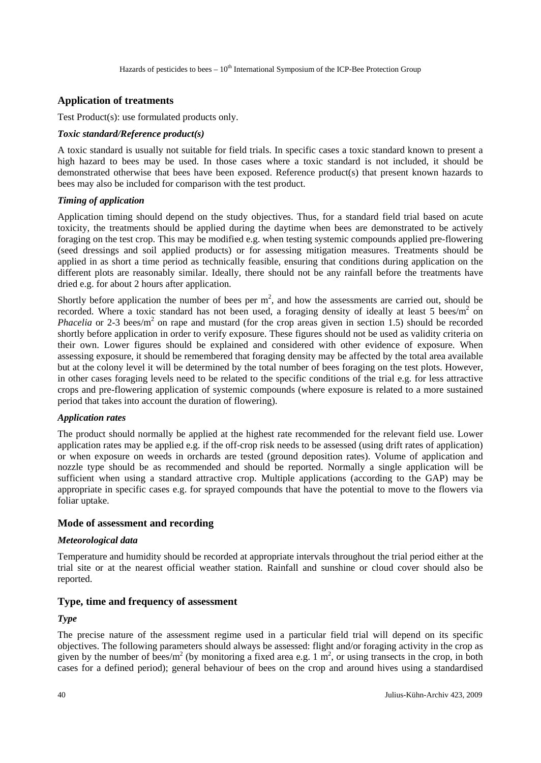## Application of treatments

Test Product(s): use formulated products only.

### *Toxic standard/Reference product(s)*

A toxic standard is usually not suitable for field trials. In specific cases a toxic standard known to present a high hazard to bees may be used. In those cases where a toxic standard is not included, it should be demonstrated otherwise that bees have been exposed. Reference product(s) that present known hazards to bees may also be included for comparison with the test product.

### *Timing of application*

Application timing should depend on the study objectives. Thus, for a standard field trial based on acute toxicity, the treatments should be applied during the daytime when bees are demonstrated to be actively foraging on the test crop. This may be modified e.g. when testing systemic compounds applied pre-flowering (seed dressings and soil applied products) or for assessing mitigation measures. Treatments should be applied in as short a time period as technically feasible, ensuring that conditions during application on the different plots are reasonably similar. Ideally, there should not be any rainfall before the treatments have dried e.g. for about 2 hours after application.

Shortly before application the number of bees per $m^2$, and how the assessments are carried out, should be recorded. Where a toxic standard has not been used, a foraging density of ideally at least 5 bees/$m^2$ on *Phacelia* or 2-3 bees/$m^2$ on rape and mustard (for the crop areas given in section 1.5) should be recorded shortly before application in order to verify exposure. These figures should not be used as validity criteria on their own. Lower figures should be explained and considered with other evidence of exposure. When assessing exposure, it should be remembered that foraging density may be affected by the total area available but at the colony level it will be determined by the total number of bees foraging on the test plots. However, in other cases foraging levels need to be related to the specific conditions of the trial e.g. for less attractive crops and pre-flowering application of systemic compounds (where exposure is related to a more sustained period that takes into account the duration of flowering).

### *Application rates*

The product should normally be applied at the highest rate recommended for the relevant field use. Lower application rates may be applied e.g. if the off-crop risk needs to be assessed (using drift rates of application) or when exposure on weeds in orchards are tested (ground deposition rates). Volume of application and nozzle type should be as recommended and should be reported. Normally a single application will be sufficient when using a standard attractive crop. Multiple applications (according to the GAP) may be appropriate in specific cases e.g. for sprayed compounds that have the potential to move to the flowers via foliar uptake.

## Mode of assessment and recording

### *Meteorological data*

Temperature and humidity should be recorded at appropriate intervals throughout the trial period either at the trial site or at the nearest official weather station. Rainfall and sunshine or cloud cover should also be reported.

## Type, time and frequency of assessment

### *Type*

The precise nature of the assessment regime used in a particular field trial will depend on its specific objectives. The following parameters should always be assessed: flight and/or foraging activity in the crop as given by the number of bees/$m^2$ (by monitoring a fixed area e.g. 1 $m^2$, or using transects in the crop, in both cases for a defined period); general behaviour of bees on the crop and around hives using a standardised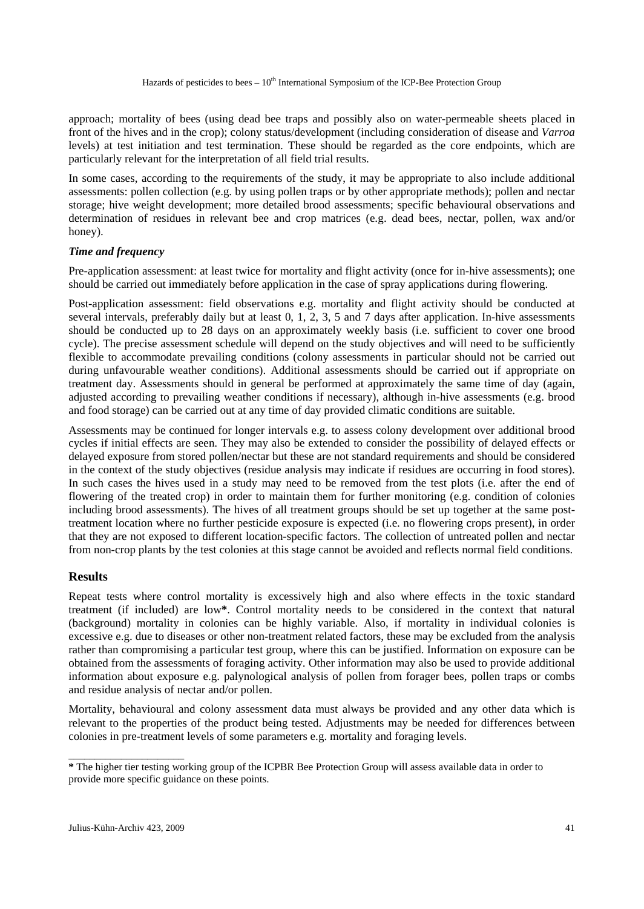approach; mortality of bees (using dead bee traps and possibly also on water-permeable sheets placed in front of the hives and in the crop); colony status/development (including consideration of disease and *Varroa* levels) at test initiation and test termination. These should be regarded as the core endpoints, which are particularly relevant for the interpretation of all field trial results.

In some cases, according to the requirements of the study, it may be appropriate to also include additional assessments: pollen collection (e.g. by using pollen traps or by other appropriate methods); pollen and nectar storage; hive weight development; more detailed brood assessments; specific behavioural observations and determination of residues in relevant bee and crop matrices (e.g. dead bees, nectar, pollen, wax and/or honey).

***Time and frequency***

Pre-application assessment: at least twice for mortality and flight activity (once for in-hive assessments); one should be carried out immediately before application in the case of spray applications during flowering.

Post-application assessment: field observations e.g. mortality and flight activity should be conducted at several intervals, preferably daily but at least 0, 1, 2, 3, 5 and 7 days after application. In-hive assessments should be conducted up to 28 days on an approximately weekly basis (i.e. sufficient to cover one brood cycle). The precise assessment schedule will depend on the study objectives and will need to be sufficiently flexible to accommodate prevailing conditions (colony assessments in particular should not be carried out during unfavourable weather conditions). Additional assessments should be carried out if appropriate on treatment day. Assessments should in general be performed at approximately the same time of day (again, adjusted according to prevailing weather conditions if necessary), although in-hive assessments (e.g. brood and food storage) can be carried out at any time of day provided climatic conditions are suitable.

Assessments may be continued for longer intervals e.g. to assess colony development over additional brood cycles if initial effects are seen. They may also be extended to consider the possibility of delayed effects or delayed exposure from stored pollen/nectar but these are not standard requirements and should be considered in the context of the study objectives (residue analysis may indicate if residues are occurring in food stores). In such cases the hives used in a study may need to be removed from the test plots (i.e. after the end of flowering of the treated crop) in order to maintain them for further monitoring (e.g. condition of colonies including brood assessments). The hives of all treatment groups should be set up together at the same post-treatment location where no further pesticide exposure is expected (i.e. no flowering crops present), in order that they are not exposed to different location-specific factors. The collection of untreated pollen and nectar from non-crop plants by the test colonies at this stage cannot be avoided and reflects normal field conditions.

## Results

Repeat tests where control mortality is excessively high and also where effects in the toxic standard treatment (if included) are low**\***. Control mortality needs to be considered in the context that natural (background) mortality in colonies can be highly variable. Also, if mortality in individual colonies is excessive e.g. due to diseases or other non-treatment related factors, these may be excluded from the analysis rather than compromising a particular test group, where this can be justified. Information on exposure can be obtained from the assessments of foraging activity. Other information may also be used to provide additional information about exposure e.g. palynological analysis of pollen from forager bees, pollen traps or combs and residue analysis of nectar and/or pollen.

Mortality, behavioural and colony assessment data must always be provided and any other data which is relevant to the properties of the product being tested. Adjustments may be needed for differences between colonies in pre-treatment levels of some parameters e.g. mortality and foraging levels.

---

**\*** The higher tier testing working group of the ICPBR Bee Protection Group will assess available data in order to provide more specific guidance on these points.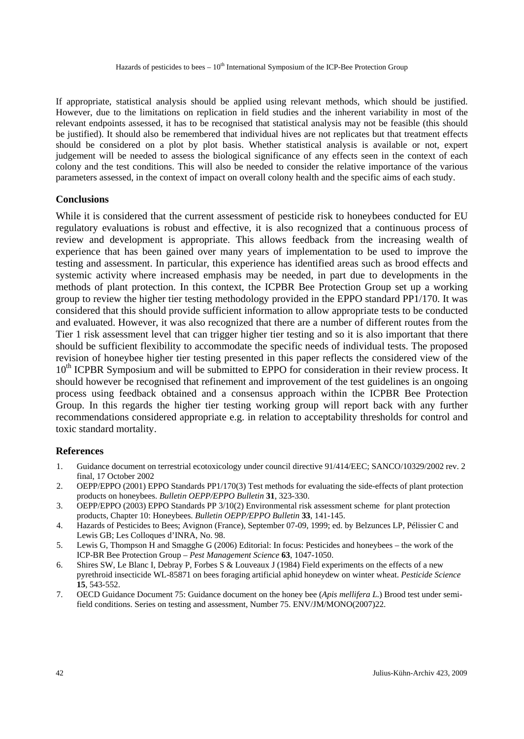If appropriate, statistical analysis should be applied using relevant methods, which should be justified. However, due to the limitations on replication in field studies and the inherent variability in most of the relevant endpoints assessed, it has to be recognised that statistical analysis may not be feasible (this should be justified). It should also be remembered that individual hives are not replicates but that treatment effects should be considered on a plot by plot basis. Whether statistical analysis is available or not, expert judgement will be needed to assess the biological significance of any effects seen in the context of each colony and the test conditions. This will also be needed to consider the relative importance of the various parameters assessed, in the context of impact on overall colony health and the specific aims of each study.

## Conclusions

While it is considered that the current assessment of pesticide risk to honeybees conducted for EU regulatory evaluations is robust and effective, it is also recognized that a continuous process of review and development is appropriate. This allows feedback from the increasing wealth of experience that has been gained over many years of implementation to be used to improve the testing and assessment. In particular, this experience has identified areas such as brood effects and systemic activity where increased emphasis may be needed, in part due to developments in the methods of plant protection. In this context, the ICPBR Bee Protection Group set up a working group to review the higher tier testing methodology provided in the EPPO standard PP1/170. It was considered that this should provide sufficient information to allow appropriate tests to be conducted and evaluated. However, it was also recognized that there are a number of different routes from the Tier 1 risk assessment level that can trigger higher tier testing and so it is also important that there should be sufficient flexibility to accommodate the specific needs of individual tests. The proposed revision of honeybee higher tier testing presented in this paper reflects the considered view of the 10th ICPBR Symposium and will be submitted to EPPO for consideration in their review process. It should however be recognised that refinement and improvement of the test guidelines is an ongoing process using feedback obtained and a consensus approach within the ICPBR Bee Protection Group. In this regards the higher tier testing working group will report back with any further recommendations considered appropriate e.g. in relation to acceptability thresholds for control and toxic standard mortality.

## References

1. Guidance document on terrestrial ecotoxicology under council directive 91/414/EEC; SANCO/10329/2002 rev. 2 final, 17 October 2002
2. OEPP/EPPO (2001) EPPO Standards PP1/170(3) Test methods for evaluating the side-effects of plant protection products on honeybees. *Bulletin OEPP/EPPO Bulletin* **31**, 323-330.
3. OEPP/EPPO (2003) EPPO Standards PP 3/10(2) Environmental risk assessment scheme for plant protection products, Chapter 10: Honeybees. *Bulletin OEPP/EPPO Bulletin* **33**, 141-145.
4. Hazards of Pesticides to Bees; Avignon (France), September 07-09, 1999; ed. by Belzunces LP, Pélissier C and Lewis GB; Les Colloques d'INRA, No. 98.
5. Lewis G, Thompson H and Smagghe G (2006) Editorial: In focus: Pesticides and honeybees – the work of the ICP-BR Bee Protection Group – *Pest Management Science* **63**, 1047-1050.
6. Shires SW, Le Blanc I, Debray P, Forbes S & Louveaux J (1984) Field experiments on the effects of a new pyrethroid insecticide WL-85871 on bees foraging artificial aphid honeydew on winter wheat. *Pesticide Science* **15**, 543-552.
7. OECD Guidance Document 75: Guidance document on the honey bee (*Apis mellifera L.*) Brood test under semi-field conditions. Series on testing and assessment, Number 75. ENV/JM/MONO(2007)22.